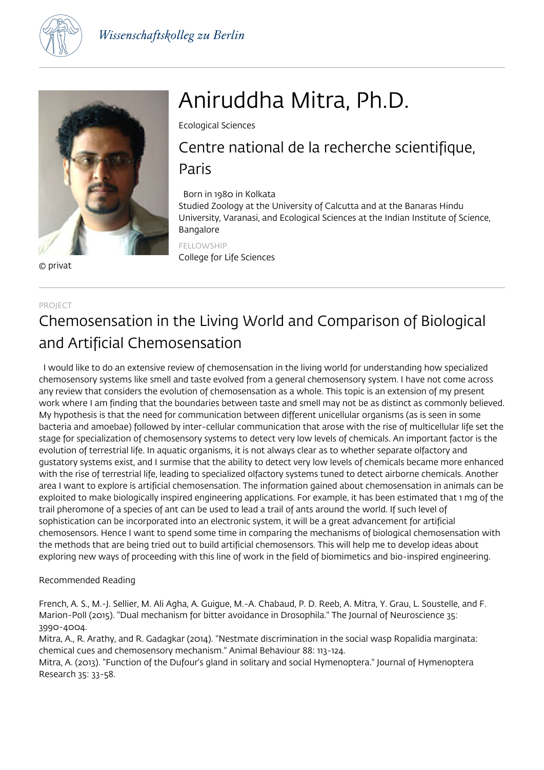Wissenschaftskolleg zu Berlin

© privat

# Aniruddha Mitra, Ph.D.

Ecological Sciences

## Centre national de la recherche scientifique, Paris

Born in 1980 in Kolkata
Studied Zoology at the University of Calcutta and at the Banaras Hindu University, Varanasi, and Ecological Sciences at the Indian Institute of Science, Bangalore

FELLOWSHIP
College for Life Sciences

PROJECT

## Chemosensation in the Living World and Comparison of Biological and Artificial Chemosensation

I would like to do an extensive review of chemosensation in the living world for understanding how specialized chemosensory systems like smell and taste evolved from a general chemosensory system. I have not come across any review that considers the evolution of chemosensation as a whole. This topic is an extension of my present work where I am finding that the boundaries between taste and smell may not be as distinct as commonly believed. My hypothesis is that the need for communication between different unicellular organisms (as is seen in some bacteria and amoebae) followed by inter-cellular communication that arose with the rise of multicellular life set the stage for specialization of chemosensory systems to detect very low levels of chemicals. An important factor is the evolution of terrestrial life. In aquatic organisms, it is not always clear as to whether separate olfactory and gustatory systems exist, and I surmise that the ability to detect very low levels of chemicals became more enhanced with the rise of terrestrial life, leading to specialized olfactory systems tuned to detect airborne chemicals. Another area I want to explore is artificial chemosensation. The information gained about chemosensation in animals can be exploited to make biologically inspired engineering applications. For example, it has been estimated that 1 mg of the trail pheromone of a species of ant can be used to lead a trail of ants around the world. If such level of sophistication can be incorporated into an electronic system, it will be a great advancement for artificial chemosensors. Hence I want to spend some time in comparing the mechanisms of biological chemosensation with the methods that are being tried out to build artificial chemosensors. This will help me to develop ideas about exploring new ways of proceeding with this line of work in the field of biomimetics and bio-inspired engineering.

Recommended Reading

French, A. S., M.-J. Sellier, M. Ali Agha, A. Guigue, M.-A. Chabaud, P. D. Reeb, A. Mitra, Y. Grau, L. Soustelle, and F. Marion-Poll (2015). "Dual mechanism for bitter avoidance in Drosophila." The Journal of Neuroscience 35: 3990-4004.
Mitra, A., R. Arathy, and R. Gadagkar (2014). "Nestmate discrimination in the social wasp Ropalidia marginata: chemical cues and chemosensory mechanism." Animal Behaviour 88: 113-124.
Mitra, A. (2013). "Function of the Dufour's gland in solitary and social Hymenoptera." Journal of Hymenoptera Research 35: 33-58.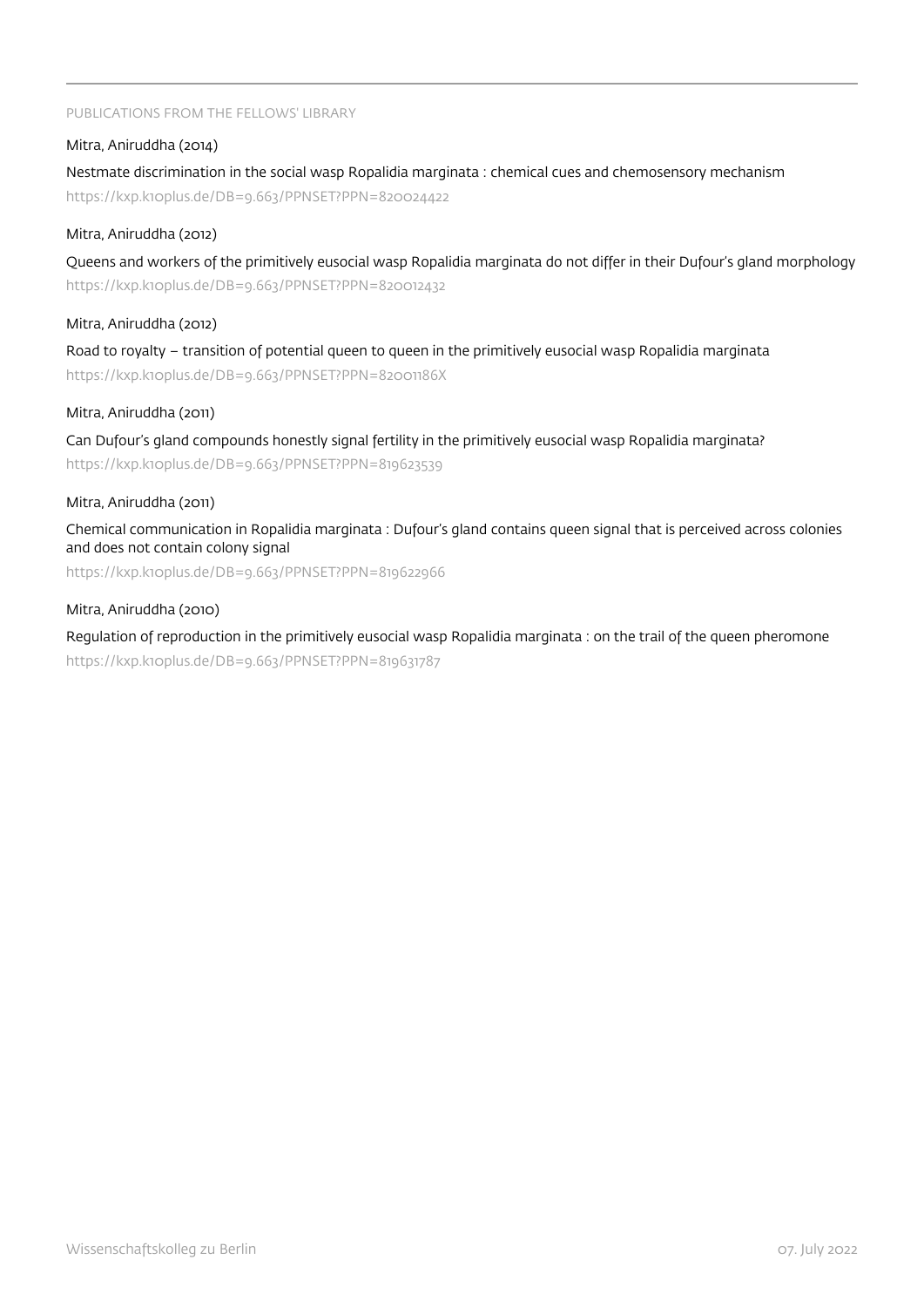PUBLICATIONS FROM THE FELLOWS' LIBRARY

Mitra, Aniruddha (2014)

Nestmate discrimination in the social wasp Ropalidia marginata : chemical cues and chemosensory mechanism

https://kxp.k10plus.de/DB=9.663/PPNSET?PPN=820024422

Mitra, Aniruddha (2012)

Queens and workers of the primitively eusocial wasp Ropalidia marginata do not differ in their Dufour's gland morphology

https://kxp.k10plus.de/DB=9.663/PPNSET?PPN=820012432

Mitra, Aniruddha (2012)

Road to royalty – transition of potential queen to queen in the primitively eusocial wasp Ropalidia marginata

https://kxp.k10plus.de/DB=9.663/PPNSET?PPN=82001186X

Mitra, Aniruddha (2011)

Can Dufour's gland compounds honestly signal fertility in the primitively eusocial wasp Ropalidia marginata?

https://kxp.k10plus.de/DB=9.663/PPNSET?PPN=819623539

Mitra, Aniruddha (2011)

Chemical communication in Ropalidia marginata : Dufour's gland contains queen signal that is perceived across colonies and does not contain colony signal

https://kxp.k10plus.de/DB=9.663/PPNSET?PPN=819622966

Mitra, Aniruddha (2010)

Regulation of reproduction in the primitively eusocial wasp Ropalidia marginata : on the trail of the queen pheromone

https://kxp.k10plus.de/DB=9.663/PPNSET?PPN=819631787